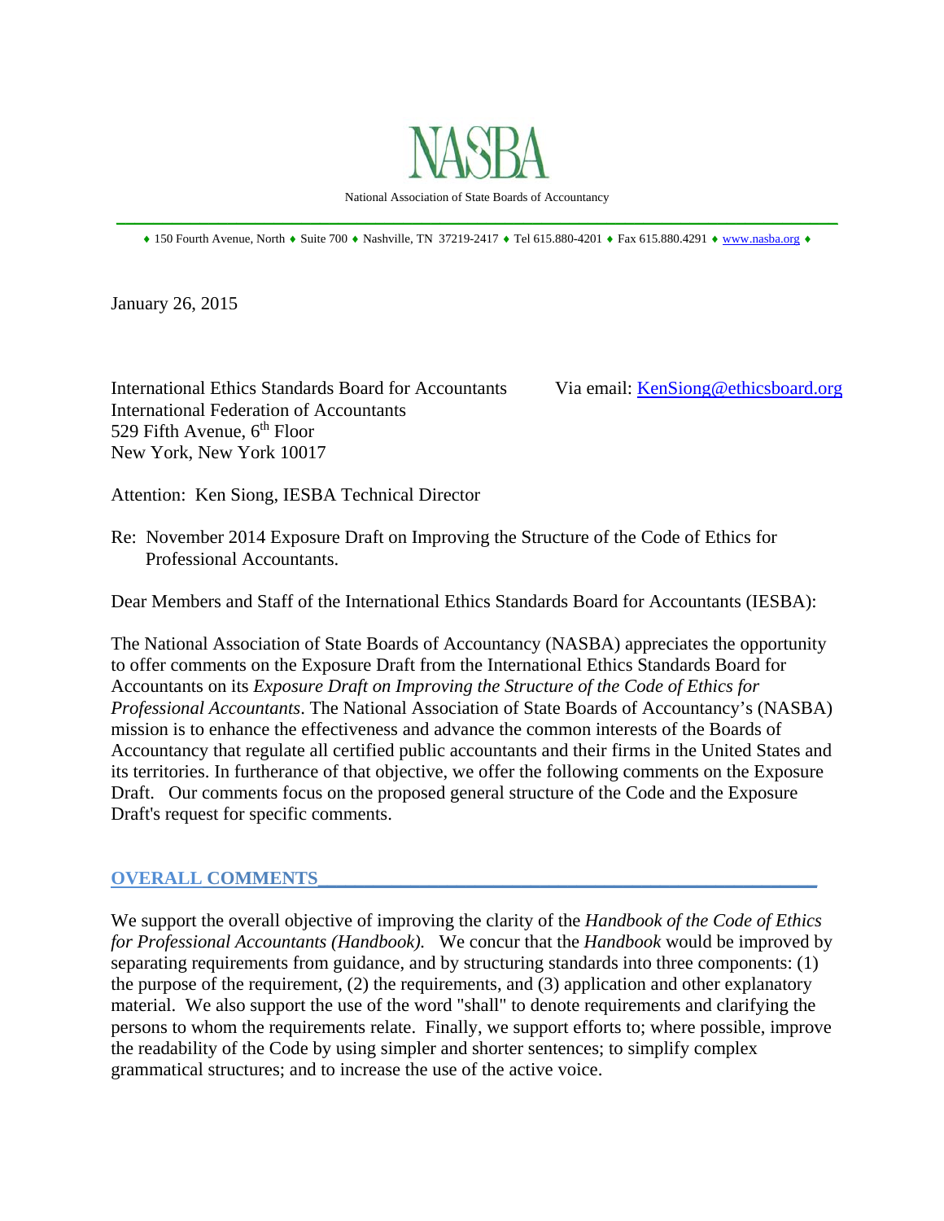# NASBA

National Association of State Boards of Accountancy

♦ 150 Fourth Avenue, North ♦ Suite 700 ♦ Nashville, TN 37219-2417 ♦ Tel 615.880-4201 ♦ Fax 615.880.4291 ♦ www.nasba.org ♦

January 26, 2015

International Ethics Standards Board for Accountants
International Federation of Accountants
529 Fifth Avenue, 6th Floor
New York, New York 10017

Via email: KenSiong@ethicsboard.org

Attention: Ken Siong, IESBA Technical Director

Re: November 2014 Exposure Draft on Improving the Structure of the Code of Ethics for Professional Accountants.

Dear Members and Staff of the International Ethics Standards Board for Accountants (IESBA):

The National Association of State Boards of Accountancy (NASBA) appreciates the opportunity to offer comments on the Exposure Draft from the International Ethics Standards Board for Accountants on its *Exposure Draft on Improving the Structure of the Code of Ethics for Professional Accountants*. The National Association of State Boards of Accountancy's (NASBA) mission is to enhance the effectiveness and advance the common interests of the Boards of Accountancy that regulate all certified public accountants and their firms in the United States and its territories. In furtherance of that objective, we offer the following comments on the Exposure Draft. Our comments focus on the proposed general structure of the Code and the Exposure Draft's request for specific comments.

## OVERALL COMMENTS

We support the overall objective of improving the clarity of the *Handbook of the Code of Ethics for Professional Accountants (Handbook).* We concur that the *Handbook* would be improved by separating requirements from guidance, and by structuring standards into three components: (1) the purpose of the requirement, (2) the requirements, and (3) application and other explanatory material. We also support the use of the word "shall" to denote requirements and clarifying the persons to whom the requirements relate. Finally, we support efforts to; where possible, improve the readability of the Code by using simpler and shorter sentences; to simplify complex grammatical structures; and to increase the use of the active voice.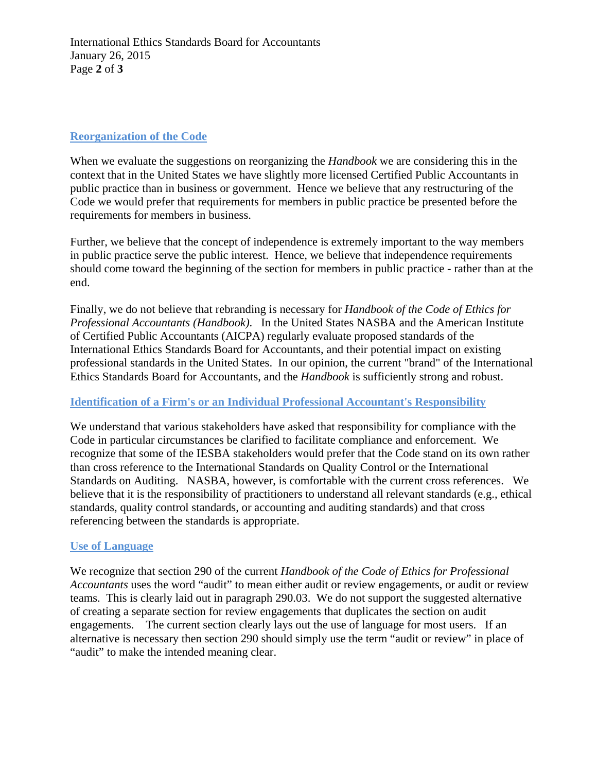## Reorganization of the Code

When we evaluate the suggestions on reorganizing the *Handbook* we are considering this in the context that in the United States we have slightly more licensed Certified Public Accountants in public practice than in business or government. Hence we believe that any restructuring of the Code we would prefer that requirements for members in public practice be presented before the requirements for members in business.

Further, we believe that the concept of independence is extremely important to the way members in public practice serve the public interest. Hence, we believe that independence requirements should come toward the beginning of the section for members in public practice - rather than at the end.

Finally, we do not believe that rebranding is necessary for *Handbook of the Code of Ethics for Professional Accountants (Handbook).* In the United States NASBA and the American Institute of Certified Public Accountants (AICPA) regularly evaluate proposed standards of the International Ethics Standards Board for Accountants, and their potential impact on existing professional standards in the United States. In our opinion, the current "brand" of the International Ethics Standards Board for Accountants, and the *Handbook* is sufficiently strong and robust.

## Identification of a Firm's or an Individual Professional Accountant's Responsibility

We understand that various stakeholders have asked that responsibility for compliance with the Code in particular circumstances be clarified to facilitate compliance and enforcement. We recognize that some of the IESBA stakeholders would prefer that the Code stand on its own rather than cross reference to the International Standards on Quality Control or the International Standards on Auditing. NASBA, however, is comfortable with the current cross references. We believe that it is the responsibility of practitioners to understand all relevant standards (e.g., ethical standards, quality control standards, or accounting and auditing standards) and that cross referencing between the standards is appropriate.

## Use of Language

We recognize that section 290 of the current *Handbook of the Code of Ethics for Professional Accountants* uses the word "audit" to mean either audit or review engagements, or audit or review teams. This is clearly laid out in paragraph 290.03. We do not support the suggested alternative of creating a separate section for review engagements that duplicates the section on audit engagements. The current section clearly lays out the use of language for most users. If an alternative is necessary then section 290 should simply use the term "audit or review" in place of "audit" to make the intended meaning clear.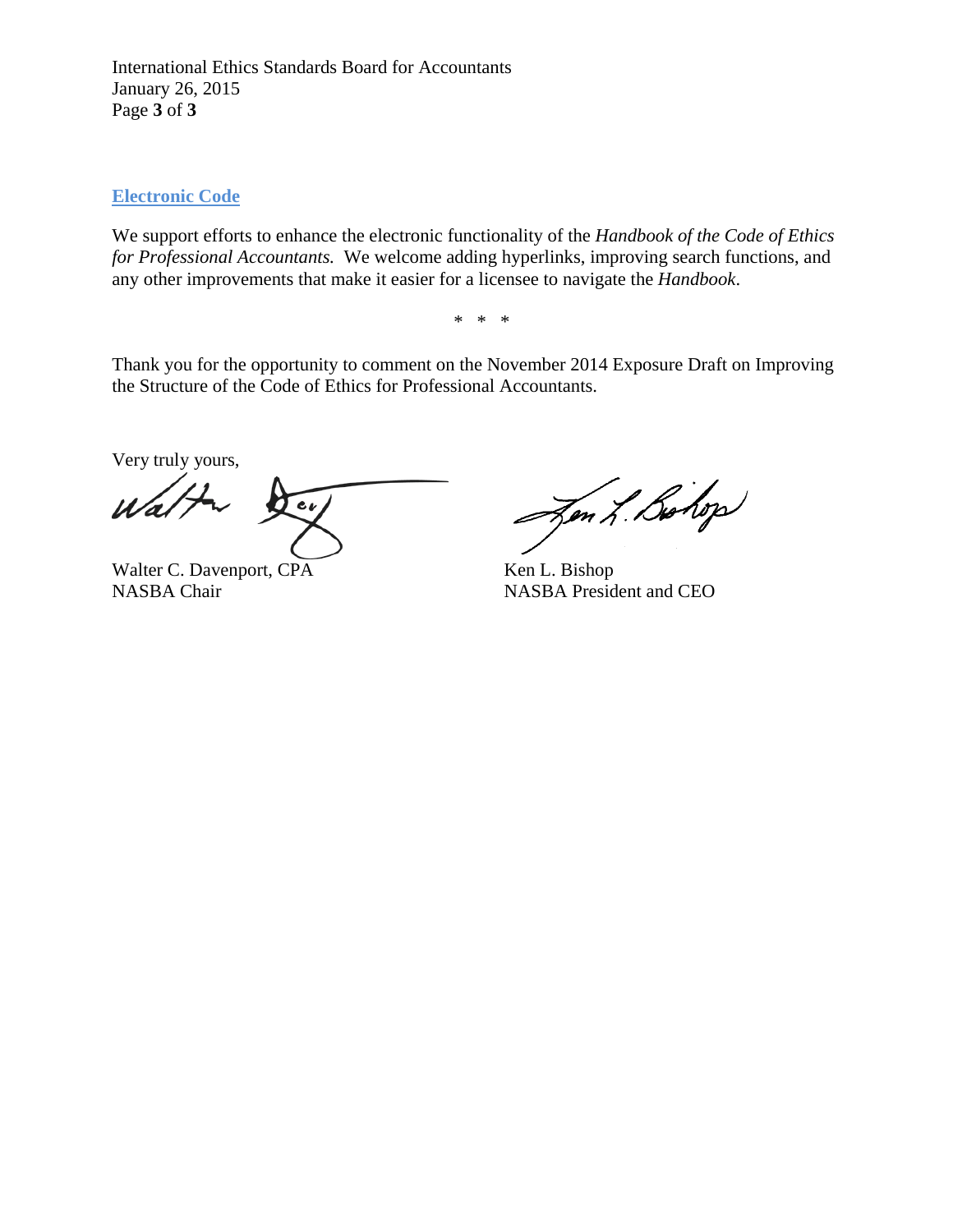## Electronic Code

We support efforts to enhance the electronic functionality of the *Handbook of the Code of Ethics for Professional Accountants.* We welcome adding hyperlinks, improving search functions, and any other improvements that make it easier for a licensee to navigate the *Handbook*.

\* \* \*

Thank you for the opportunity to comment on the November 2014 Exposure Draft on Improving the Structure of the Code of Ethics for Professional Accountants.

Very truly yours,

Walter C. Davenport, CPA
NASBA Chair

Ken L. Bishop
NASBA President and CEO